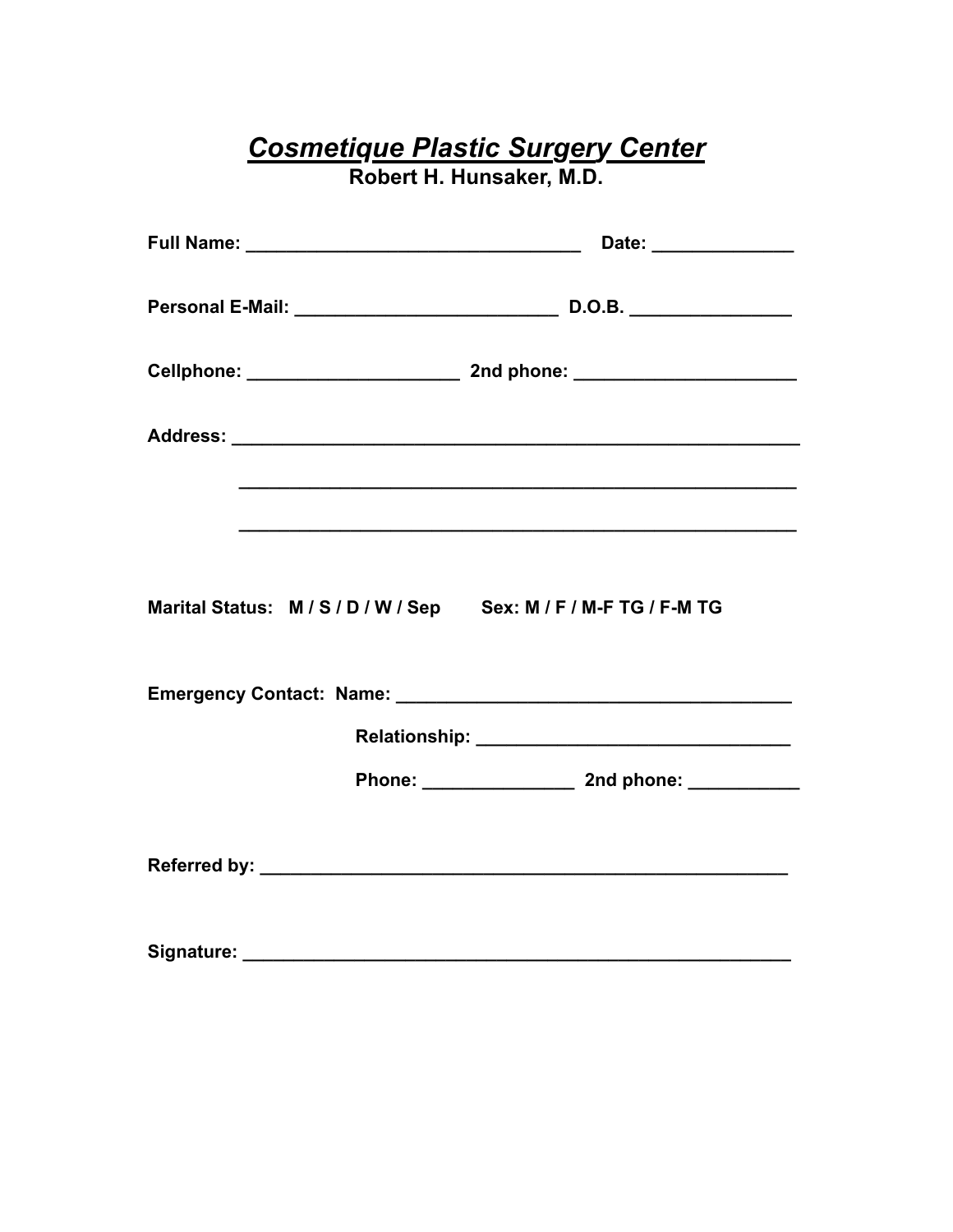# ***Cosmetique Plastic Surgery Center***

**Robert H. Hunsaker, M.D.**

**Full Name:** __________________________________ **Date:** ______________

**Personal E-Mail:** __________________________ **D.O.B.** ________________

**Cellphone:** _____________________ **2nd phone:** ______________________

**Address:** ________________________________________________________

________________________________________________________

________________________________________________________

**Marital Status: M / S / D / W / Sep** **Sex: M / F / M-F TG / F-M TG**

**Emergency Contact: Name:** _______________________________________

**Relationship:** _______________________________

**Phone:** _______________ **2nd phone:** ___________

**Referred by:** ____________________________________________________

**Signature:** ______________________________________________________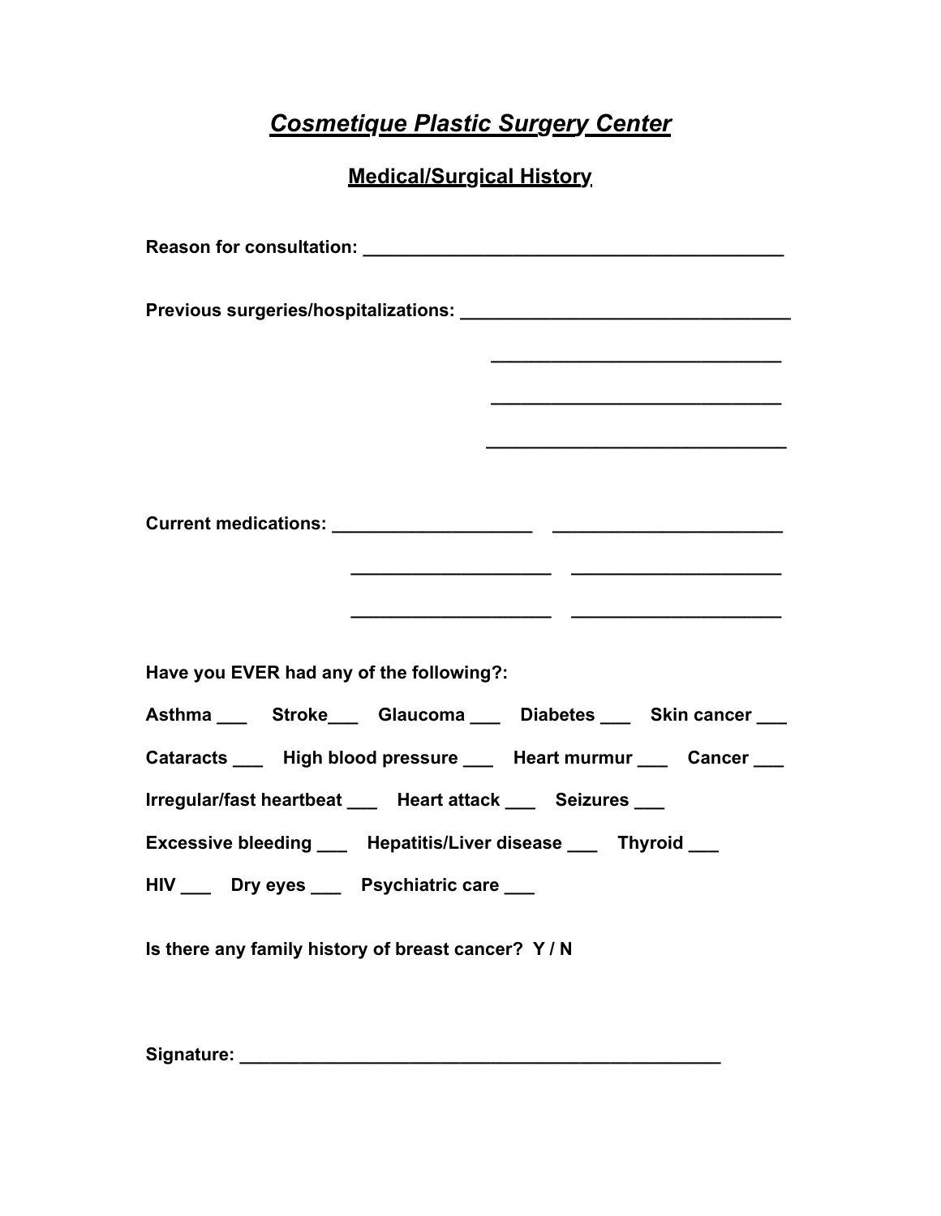# *Cosmetique Plastic Surgery Center*

## Medical/Surgical History

**Reason for consultation:** ____________________________________________

**Previous surgeries/hospitalizations:** ___________________________________

______________________________

______________________________

______________________________

**Current medications:** ____________________ ______________________

____________________ ____________________

____________________ ____________________

**Have you EVER had any of the following?:**

**Asthma ___ Stroke___ Glaucoma ___ Diabetes ___ Skin cancer ___**

**Cataracts ___ High blood pressure ___ Heart murmur ___ Cancer ___**

**Irregular/fast heartbeat ___ Heart attack ___ Seizures ___**

**Excessive bleeding ___ Hepatitis/Liver disease ___ Thyroid ___**

**HIV ___ Dry eyes ___ Psychiatric care ___**

**Is there any family history of breast cancer? Y / N**

**Signature:** __________________________________________________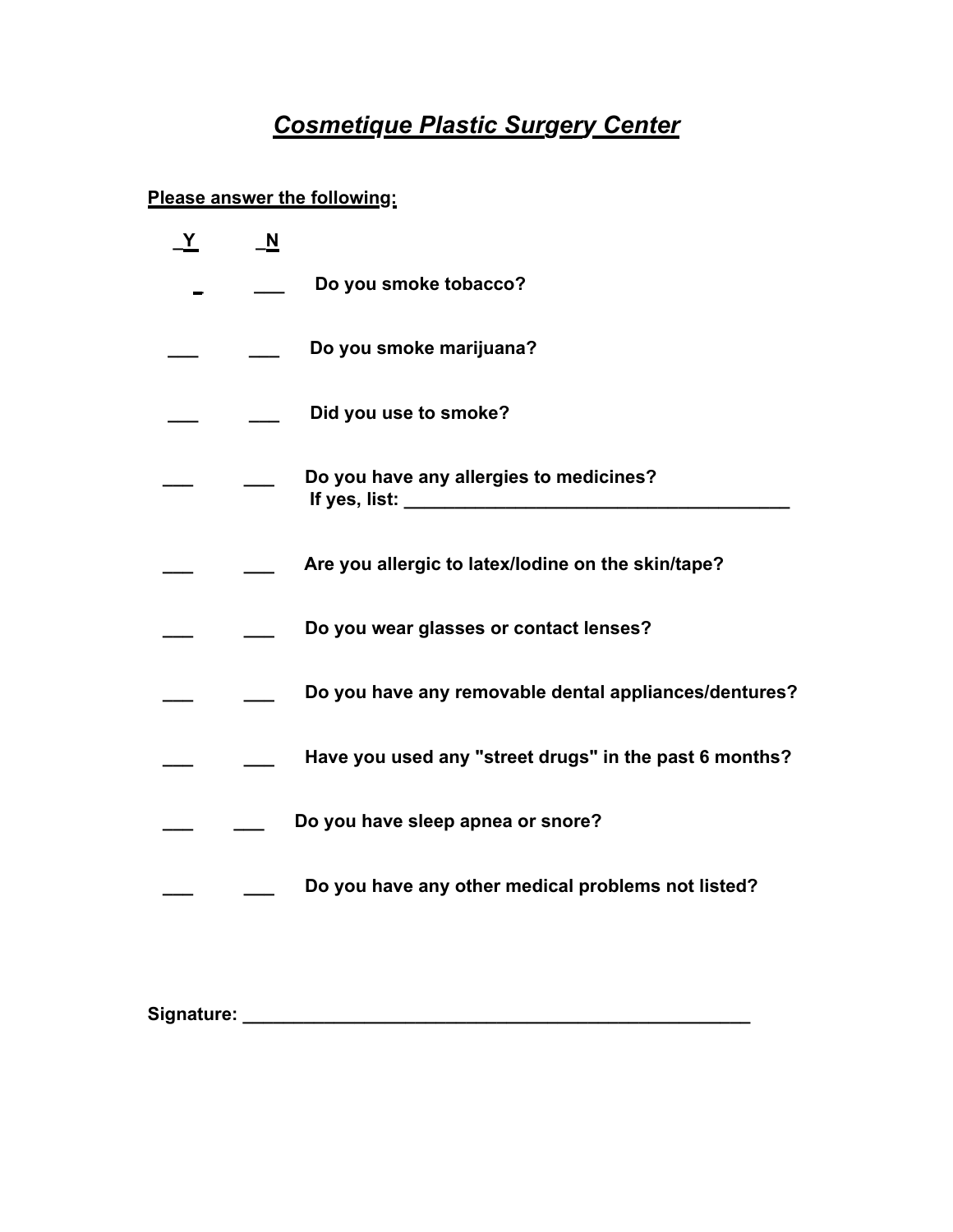# *Cosmetique Plastic Surgery Center*

**Please answer the following:**

| Y | N | |
|---|---|---|
| ___ | ___ | Do you smoke tobacco? |
| ___ | ___ | Do you smoke marijuana? |
| ___ | ___ | Did you use to smoke? |
| ___ | ___ | Do you have any allergies to medicines? If yes, list: _______________________________________ |
| ___ | ___ | Are you allergic to latex/Iodine on the skin/tape? |
| ___ | ___ | Do you wear glasses or contact lenses? |
| ___ | ___ | Do you have any removable dental appliances/dentures? |
| ___ | ___ | Have you used any "street drugs" in the past 6 months? |
| ___ | ___ | Do you have sleep apnea or snore? |
| ___ | ___ | Do you have any other medical problems not listed? |

**Signature:** ____________________________________________________